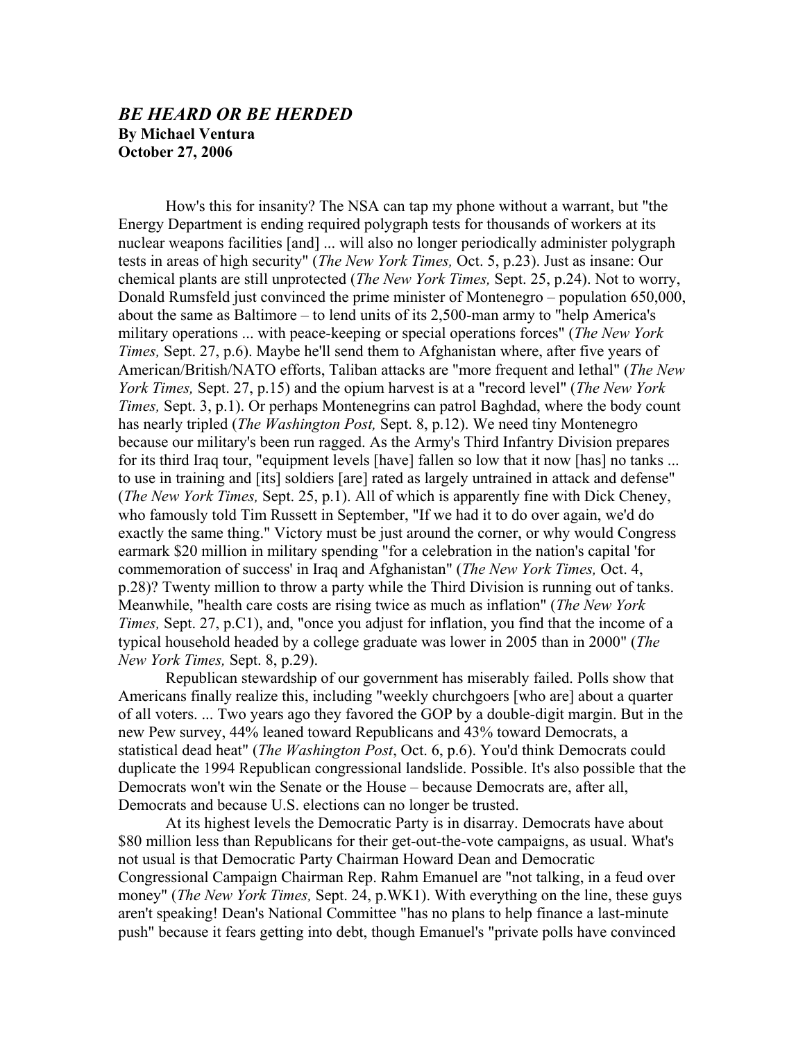## *BE HEARD OR BE HERDED*

**By Michael Ventura**
**October 27, 2006**

How's this for insanity? The NSA can tap my phone without a warrant, but "the Energy Department is ending required polygraph tests for thousands of workers at its nuclear weapons facilities [and] ... will also no longer periodically administer polygraph tests in areas of high security" (*The New York Times,* Oct. 5, p.23). Just as insane: Our chemical plants are still unprotected (*The New York Times,* Sept. 25, p.24). Not to worry, Donald Rumsfeld just convinced the prime minister of Montenegro – population 650,000, about the same as Baltimore – to lend units of its 2,500-man army to "help America's military operations ... with peace-keeping or special operations forces" (*The New York Times,* Sept. 27, p.6). Maybe he'll send them to Afghanistan where, after five years of American/British/NATO efforts, Taliban attacks are "more frequent and lethal" (*The New York Times,* Sept. 27, p.15) and the opium harvest is at a "record level" (*The New York Times,* Sept. 3, p.1). Or perhaps Montenegrins can patrol Baghdad, where the body count has nearly tripled (*The Washington Post,* Sept. 8, p.12). We need tiny Montenegro because our military's been run ragged. As the Army's Third Infantry Division prepares for its third Iraq tour, "equipment levels [have] fallen so low that it now [has] no tanks ... to use in training and [its] soldiers [are] rated as largely untrained in attack and defense" (*The New York Times,* Sept. 25, p.1). All of which is apparently fine with Dick Cheney, who famously told Tim Russett in September, "If we had it to do over again, we'd do exactly the same thing." Victory must be just around the corner, or why would Congress earmark $20 million in military spending "for a celebration in the nation's capital 'for commemoration of success' in Iraq and Afghanistan" (*The New York Times,* Oct. 4, p.28)? Twenty million to throw a party while the Third Division is running out of tanks. Meanwhile, "health care costs are rising twice as much as inflation" (*The New York Times,* Sept. 27, p.C1), and, "once you adjust for inflation, you find that the income of a typical household headed by a college graduate was lower in 2005 than in 2000" (*The New York Times,* Sept. 8, p.29).

Republican stewardship of our government has miserably failed. Polls show that Americans finally realize this, including "weekly churchgoers [who are] about a quarter of all voters. ... Two years ago they favored the GOP by a double-digit margin. But in the new Pew survey, 44% leaned toward Republicans and 43% toward Democrats, a statistical dead heat" (*The Washington Post*, Oct. 6, p.6). You'd think Democrats could duplicate the 1994 Republican congressional landslide. Possible. It's also possible that the Democrats won't win the Senate or the House – because Democrats are, after all, Democrats and because U.S. elections can no longer be trusted.

At its highest levels the Democratic Party is in disarray. Democrats have about $80 million less than Republicans for their get-out-the-vote campaigns, as usual. What's not usual is that Democratic Party Chairman Howard Dean and Democratic Congressional Campaign Chairman Rep. Rahm Emanuel are "not talking, in a feud over money" (*The New York Times,* Sept. 24, p.WK1). With everything on the line, these guys aren't speaking! Dean's National Committee "has no plans to help finance a last-minute push" because it fears getting into debt, though Emanuel's "private polls have convinced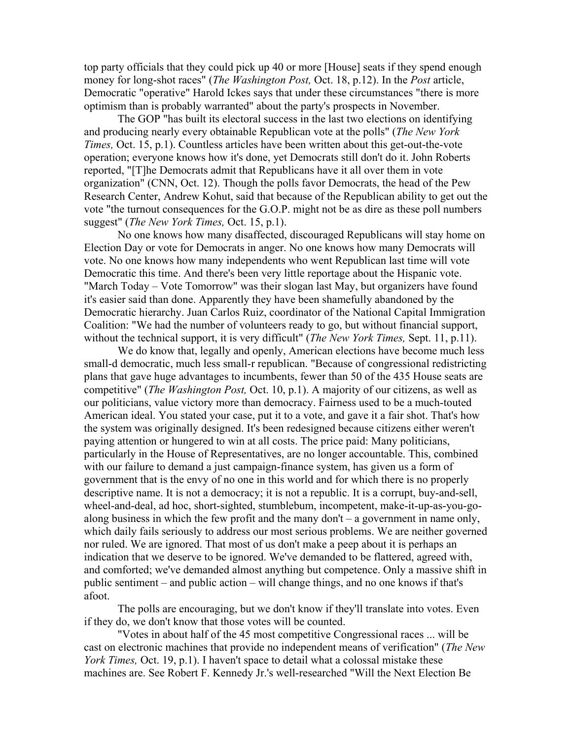top party officials that they could pick up 40 or more [House] seats if they spend enough money for long-shot races" (*The Washington Post,* Oct. 18, p.12). In the *Post* article, Democratic "operative" Harold Ickes says that under these circumstances "there is more optimism than is probably warranted" about the party's prospects in November.

The GOP "has built its electoral success in the last two elections on identifying and producing nearly every obtainable Republican vote at the polls" (*The New York Times,* Oct. 15, p.1). Countless articles have been written about this get-out-the-vote operation; everyone knows how it's done, yet Democrats still don't do it. John Roberts reported, "[T]he Democrats admit that Republicans have it all over them in vote organization" (CNN, Oct. 12). Though the polls favor Democrats, the head of the Pew Research Center, Andrew Kohut, said that because of the Republican ability to get out the vote "the turnout consequences for the G.O.P. might not be as dire as these poll numbers suggest" (*The New York Times,* Oct. 15, p.1).

No one knows how many disaffected, discouraged Republicans will stay home on Election Day or vote for Democrats in anger. No one knows how many Democrats will vote. No one knows how many independents who went Republican last time will vote Democratic this time. And there's been very little reportage about the Hispanic vote. "March Today – Vote Tomorrow" was their slogan last May, but organizers have found it's easier said than done. Apparently they have been shamefully abandoned by the Democratic hierarchy. Juan Carlos Ruiz, coordinator of the National Capital Immigration Coalition: "We had the number of volunteers ready to go, but without financial support, without the technical support, it is very difficult" (*The New York Times,* Sept. 11, p.11).

We do know that, legally and openly, American elections have become much less small-d democratic, much less small-r republican. "Because of congressional redistricting plans that gave huge advantages to incumbents, fewer than 50 of the 435 House seats are competitive" (*The Washington Post,* Oct. 10, p.1). A majority of our citizens, as well as our politicians, value victory more than democracy. Fairness used to be a much-touted American ideal. You stated your case, put it to a vote, and gave it a fair shot. That's how the system was originally designed. It's been redesigned because citizens either weren't paying attention or hungered to win at all costs. The price paid: Many politicians, particularly in the House of Representatives, are no longer accountable. This, combined with our failure to demand a just campaign-finance system, has given us a form of government that is the envy of no one in this world and for which there is no properly descriptive name. It is not a democracy; it is not a republic. It is a corrupt, buy-and-sell, wheel-and-deal, ad hoc, short-sighted, stumblebum, incompetent, make-it-up-as-you-go-along business in which the few profit and the many don't – a government in name only, which daily fails seriously to address our most serious problems. We are neither governed nor ruled. We are ignored. That most of us don't make a peep about it is perhaps an indication that we deserve to be ignored. We've demanded to be flattered, agreed with, and comforted; we've demanded almost anything but competence. Only a massive shift in public sentiment – and public action – will change things, and no one knows if that's afoot.

The polls are encouraging, but we don't know if they'll translate into votes. Even if they do, we don't know that those votes will be counted.

"Votes in about half of the 45 most competitive Congressional races ... will be cast on electronic machines that provide no independent means of verification" (*The New York Times,* Oct. 19, p.1). I haven't space to detail what a colossal mistake these machines are. See Robert F. Kennedy Jr.'s well-researched "Will the Next Election Be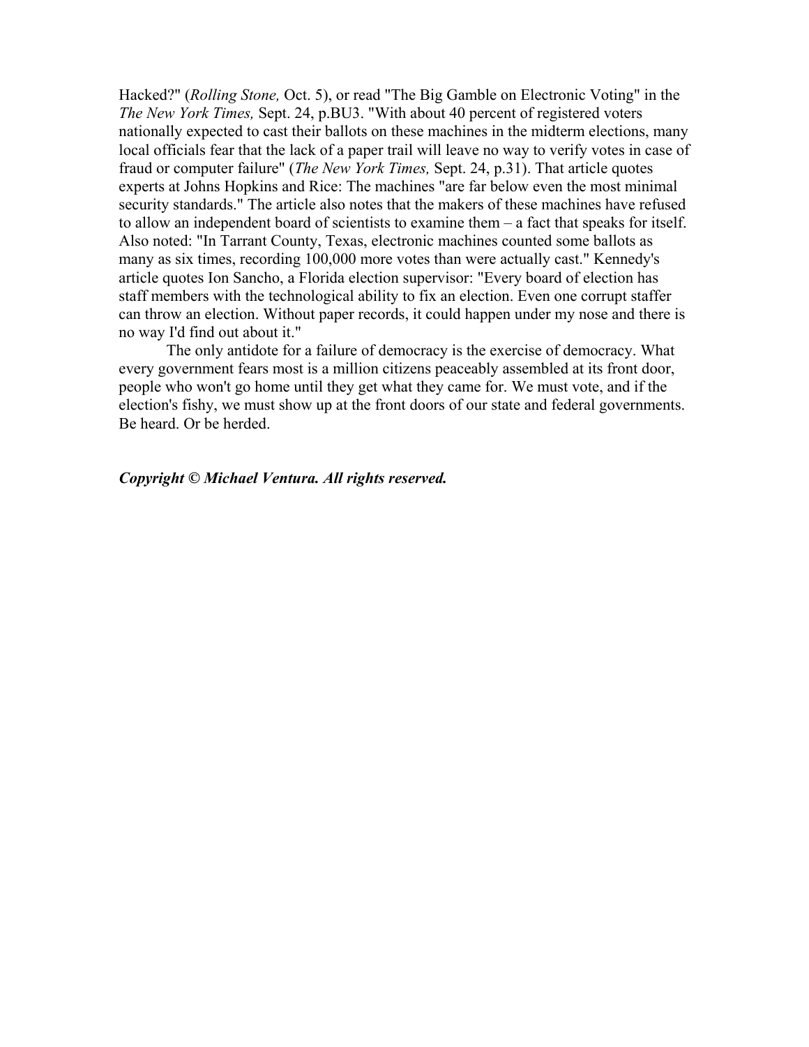Hacked?" (*Rolling Stone,* Oct. 5), or read "The Big Gamble on Electronic Voting" in the *The New York Times,* Sept. 24, p.BU3. "With about 40 percent of registered voters nationally expected to cast their ballots on these machines in the midterm elections, many local officials fear that the lack of a paper trail will leave no way to verify votes in case of fraud or computer failure" (*The New York Times,* Sept. 24, p.31). That article quotes experts at Johns Hopkins and Rice: The machines "are far below even the most minimal security standards." The article also notes that the makers of these machines have refused to allow an independent board of scientists to examine them – a fact that speaks for itself. Also noted: "In Tarrant County, Texas, electronic machines counted some ballots as many as six times, recording 100,000 more votes than were actually cast." Kennedy's article quotes Ion Sancho, a Florida election supervisor: "Every board of election has staff members with the technological ability to fix an election. Even one corrupt staffer can throw an election. Without paper records, it could happen under my nose and there is no way I'd find out about it."

The only antidote for a failure of democracy is the exercise of democracy. What every government fears most is a million citizens peaceably assembled at its front door, people who won't go home until they get what they came for. We must vote, and if the election's fishy, we must show up at the front doors of our state and federal governments. Be heard. Or be herded.

***Copyright © Michael Ventura. All rights reserved.***